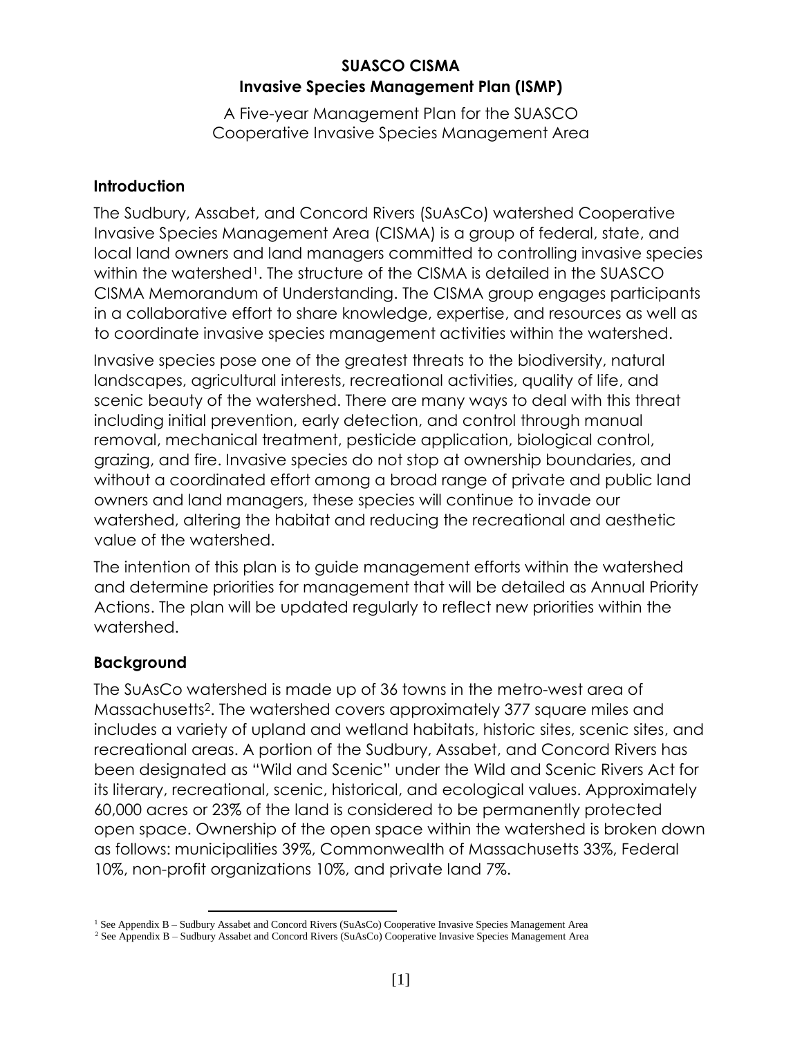# SUASCO CISMA
# Invasive Species Management Plan (ISMP)

A Five-year Management Plan for the SUASCO Cooperative Invasive Species Management Area

## Introduction

The Sudbury, Assabet, and Concord Rivers (SuAsCo) watershed Cooperative Invasive Species Management Area (CISMA) is a group of federal, state, and local land owners and land managers committed to controlling invasive species within the watershed[1]. The structure of the CISMA is detailed in the SUASCO CISMA Memorandum of Understanding. The CISMA group engages participants in a collaborative effort to share knowledge, expertise, and resources as well as to coordinate invasive species management activities within the watershed.

Invasive species pose one of the greatest threats to the biodiversity, natural landscapes, agricultural interests, recreational activities, quality of life, and scenic beauty of the watershed. There are many ways to deal with this threat including initial prevention, early detection, and control through manual removal, mechanical treatment, pesticide application, biological control, grazing, and fire. Invasive species do not stop at ownership boundaries, and without a coordinated effort among a broad range of private and public land owners and land managers, these species will continue to invade our watershed, altering the habitat and reducing the recreational and aesthetic value of the watershed.

The intention of this plan is to guide management efforts within the watershed and determine priorities for management that will be detailed as Annual Priority Actions. The plan will be updated regularly to reflect new priorities within the watershed.

## Background

The SuAsCo watershed is made up of 36 towns in the metro-west area of Massachusetts[2]. The watershed covers approximately 377 square miles and includes a variety of upland and wetland habitats, historic sites, scenic sites, and recreational areas. A portion of the Sudbury, Assabet, and Concord Rivers has been designated as "Wild and Scenic" under the Wild and Scenic Rivers Act for its literary, recreational, scenic, historical, and ecological values. Approximately 60,000 acres or 23% of the land is considered to be permanently protected open space. Ownership of the open space within the watershed is broken down as follows: municipalities 39%, Commonwealth of Massachusetts 33%, Federal 10%, non-profit organizations 10%, and private land 7%.

---

[1] See Appendix B – Sudbury Assabet and Concord Rivers (SuAsCo) Cooperative Invasive Species Management Area

[2] See Appendix B – Sudbury Assabet and Concord Rivers (SuAsCo) Cooperative Invasive Species Management Area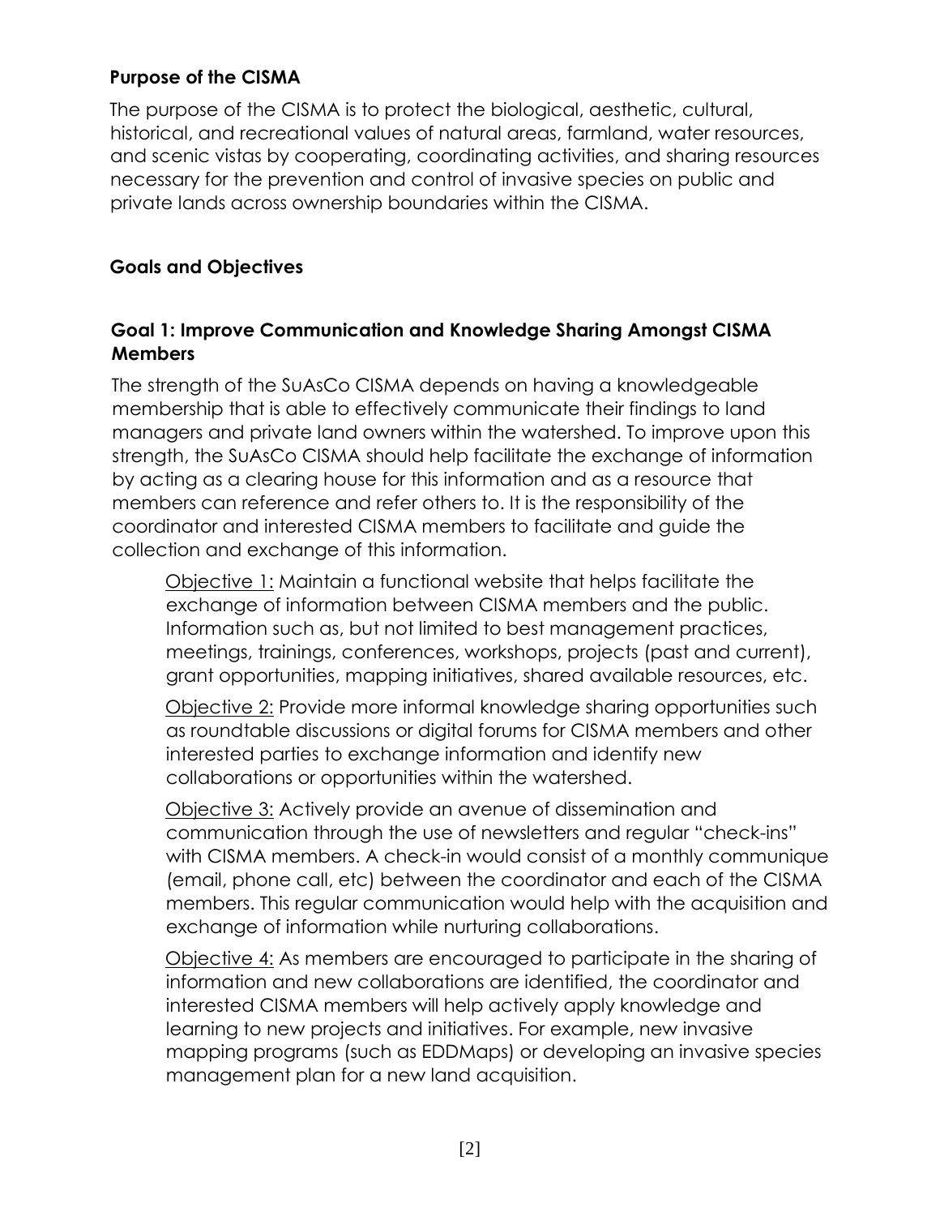## Purpose of the CISMA

The purpose of the CISMA is to protect the biological, aesthetic, cultural, historical, and recreational values of natural areas, farmland, water resources, and scenic vistas by cooperating, coordinating activities, and sharing resources necessary for the prevention and control of invasive species on public and private lands across ownership boundaries within the CISMA.

## Goals and Objectives

### Goal 1: Improve Communication and Knowledge Sharing Amongst CISMA Members

The strength of the SuAsCo CISMA depends on having a knowledgeable membership that is able to effectively communicate their findings to land managers and private land owners within the watershed. To improve upon this strength, the SuAsCo CISMA should help facilitate the exchange of information by acting as a clearing house for this information and as a resource that members can reference and refer others to. It is the responsibility of the coordinator and interested CISMA members to facilitate and guide the collection and exchange of this information.

<u>Objective 1:</u> Maintain a functional website that helps facilitate the exchange of information between CISMA members and the public. Information such as, but not limited to best management practices, meetings, trainings, conferences, workshops, projects (past and current), grant opportunities, mapping initiatives, shared available resources, etc.

<u>Objective 2:</u> Provide more informal knowledge sharing opportunities such as roundtable discussions or digital forums for CISMA members and other interested parties to exchange information and identify new collaborations or opportunities within the watershed.

<u>Objective 3:</u> Actively provide an avenue of dissemination and communication through the use of newsletters and regular "check-ins" with CISMA members. A check-in would consist of a monthly communique (email, phone call, etc) between the coordinator and each of the CISMA members. This regular communication would help with the acquisition and exchange of information while nurturing collaborations.

<u>Objective 4:</u> As members are encouraged to participate in the sharing of information and new collaborations are identified, the coordinator and interested CISMA members will help actively apply knowledge and learning to new projects and initiatives. For example, new invasive mapping programs (such as EDDMaps) or developing an invasive species management plan for a new land acquisition.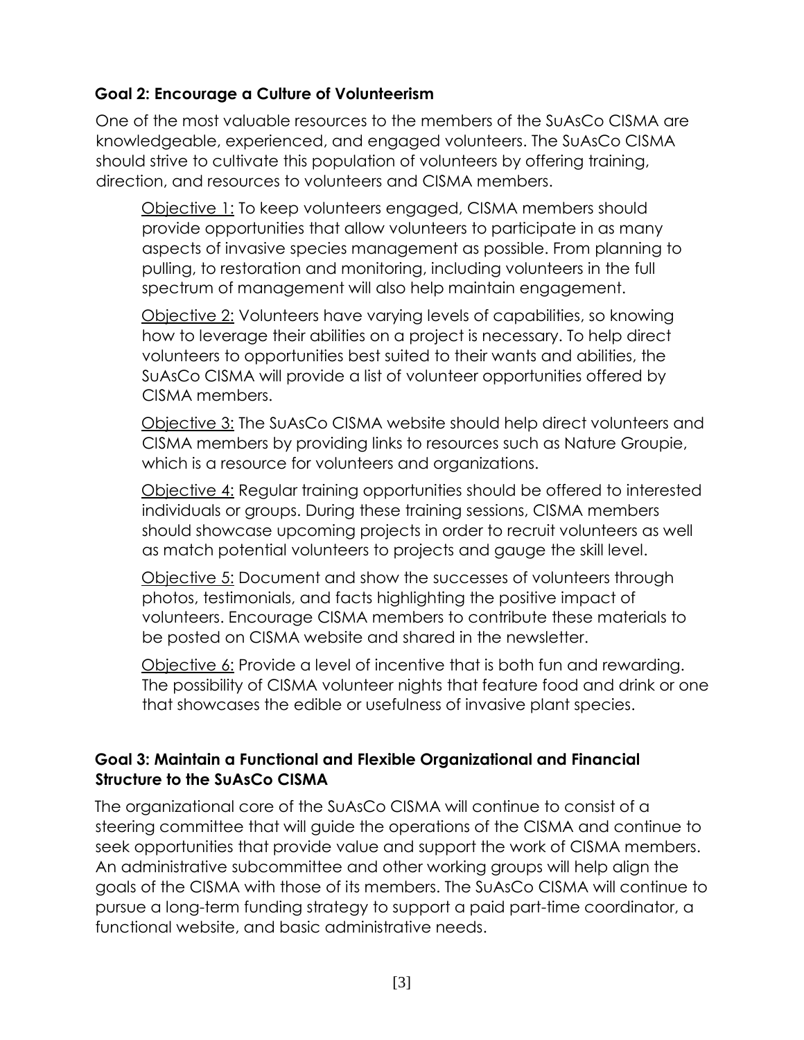### Goal 2: Encourage a Culture of Volunteerism

One of the most valuable resources to the members of the SuAsCo CISMA are knowledgeable, experienced, and engaged volunteers. The SuAsCo CISMA should strive to cultivate this population of volunteers by offering training, direction, and resources to volunteers and CISMA members.

Objective 1: To keep volunteers engaged, CISMA members should provide opportunities that allow volunteers to participate in as many aspects of invasive species management as possible. From planning to pulling, to restoration and monitoring, including volunteers in the full spectrum of management will also help maintain engagement.

Objective 2: Volunteers have varying levels of capabilities, so knowing how to leverage their abilities on a project is necessary. To help direct volunteers to opportunities best suited to their wants and abilities, the SuAsCo CISMA will provide a list of volunteer opportunities offered by CISMA members.

Objective 3: The SuAsCo CISMA website should help direct volunteers and CISMA members by providing links to resources such as Nature Groupie, which is a resource for volunteers and organizations.

Objective 4: Regular training opportunities should be offered to interested individuals or groups. During these training sessions, CISMA members should showcase upcoming projects in order to recruit volunteers as well as match potential volunteers to projects and gauge the skill level.

Objective 5: Document and show the successes of volunteers through photos, testimonials, and facts highlighting the positive impact of volunteers. Encourage CISMA members to contribute these materials to be posted on CISMA website and shared in the newsletter.

Objective 6: Provide a level of incentive that is both fun and rewarding. The possibility of CISMA volunteer nights that feature food and drink or one that showcases the edible or usefulness of invasive plant species.

### Goal 3: Maintain a Functional and Flexible Organizational and Financial Structure to the SuAsCo CISMA

The organizational core of the SuAsCo CISMA will continue to consist of a steering committee that will guide the operations of the CISMA and continue to seek opportunities that provide value and support the work of CISMA members. An administrative subcommittee and other working groups will help align the goals of the CISMA with those of its members. The SuAsCo CISMA will continue to pursue a long-term funding strategy to support a paid part-time coordinator, a functional website, and basic administrative needs.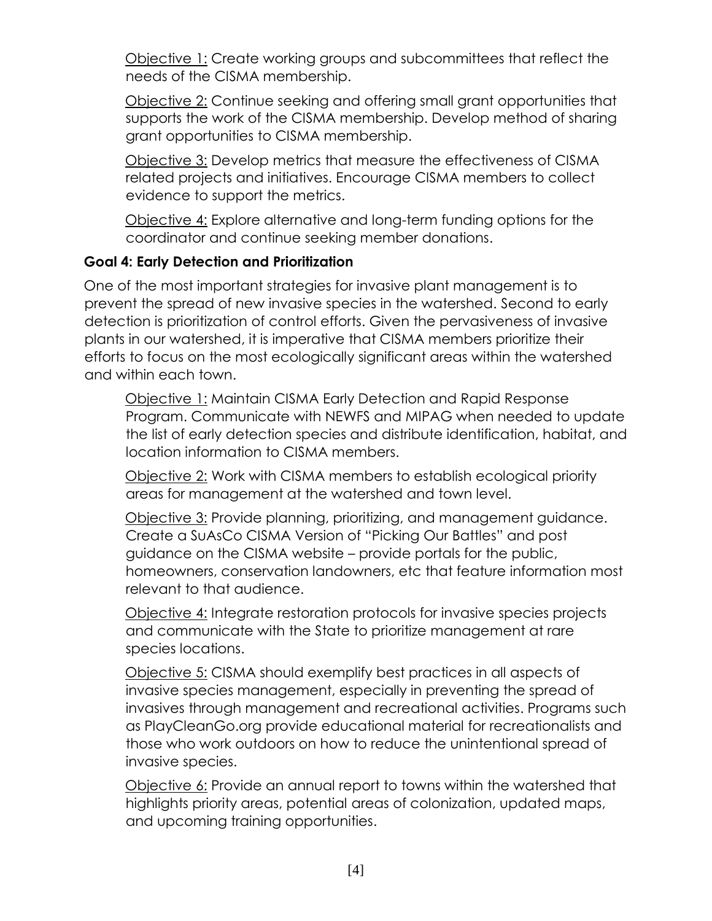Objective 1: Create working groups and subcommittees that reflect the needs of the CISMA membership.

Objective 2: Continue seeking and offering small grant opportunities that supports the work of the CISMA membership. Develop method of sharing grant opportunities to CISMA membership.

Objective 3: Develop metrics that measure the effectiveness of CISMA related projects and initiatives. Encourage CISMA members to collect evidence to support the metrics.

Objective 4: Explore alternative and long-term funding options for the coordinator and continue seeking member donations.

### Goal 4: Early Detection and Prioritization

One of the most important strategies for invasive plant management is to prevent the spread of new invasive species in the watershed. Second to early detection is prioritization of control efforts. Given the pervasiveness of invasive plants in our watershed, it is imperative that CISMA members prioritize their efforts to focus on the most ecologically significant areas within the watershed and within each town.

Objective 1: Maintain CISMA Early Detection and Rapid Response Program. Communicate with NEWFS and MIPAG when needed to update the list of early detection species and distribute identification, habitat, and location information to CISMA members.

Objective 2: Work with CISMA members to establish ecological priority areas for management at the watershed and town level.

Objective 3: Provide planning, prioritizing, and management guidance. Create a SuAsCo CISMA Version of "Picking Our Battles" and post guidance on the CISMA website – provide portals for the public, homeowners, conservation landowners, etc that feature information most relevant to that audience.

Objective 4: Integrate restoration protocols for invasive species projects and communicate with the State to prioritize management at rare species locations.

Objective 5: CISMA should exemplify best practices in all aspects of invasive species management, especially in preventing the spread of invasives through management and recreational activities. Programs such as PlayCleanGo.org provide educational material for recreationalists and those who work outdoors on how to reduce the unintentional spread of invasive species.

Objective 6: Provide an annual report to towns within the watershed that highlights priority areas, potential areas of colonization, updated maps, and upcoming training opportunities.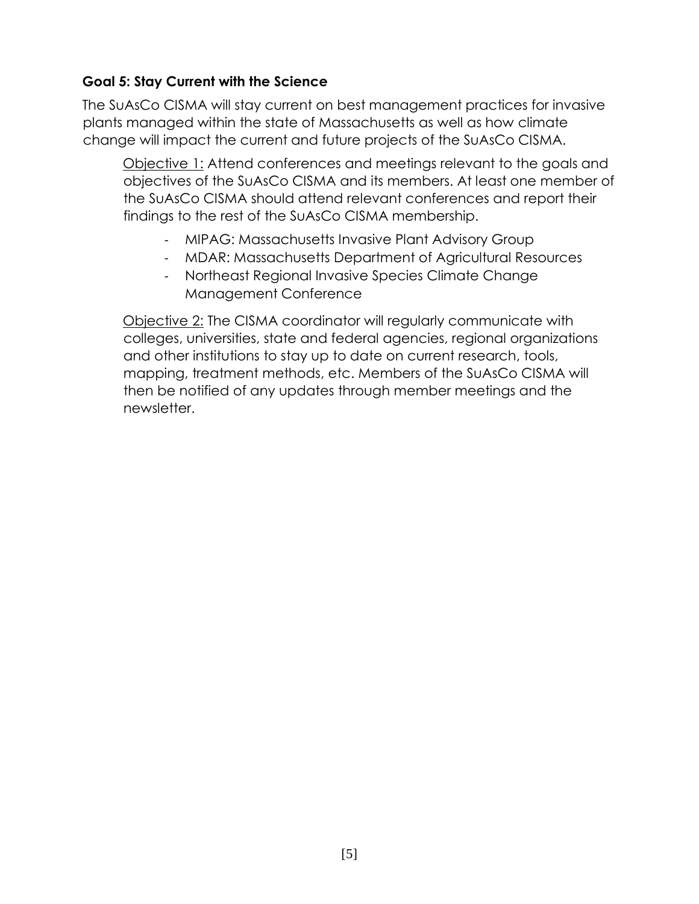### **Goal 5: Stay Current with the Science**

The SuAsCo CISMA will stay current on best management practices for invasive plants managed within the state of Massachusetts as well as how climate change will impact the current and future projects of the SuAsCo CISMA.

<u>Objective 1:</u> Attend conferences and meetings relevant to the goals and objectives of the SuAsCo CISMA and its members. At least one member of the SuAsCo CISMA should attend relevant conferences and report their findings to the rest of the SuAsCo CISMA membership.

- MIPAG: Massachusetts Invasive Plant Advisory Group
- MDAR: Massachusetts Department of Agricultural Resources
- Northeast Regional Invasive Species Climate Change Management Conference

<u>Objective 2:</u> The CISMA coordinator will regularly communicate with colleges, universities, state and federal agencies, regional organizations and other institutions to stay up to date on current research, tools, mapping, treatment methods, etc. Members of the SuAsCo CISMA will then be notified of any updates through member meetings and the newsletter.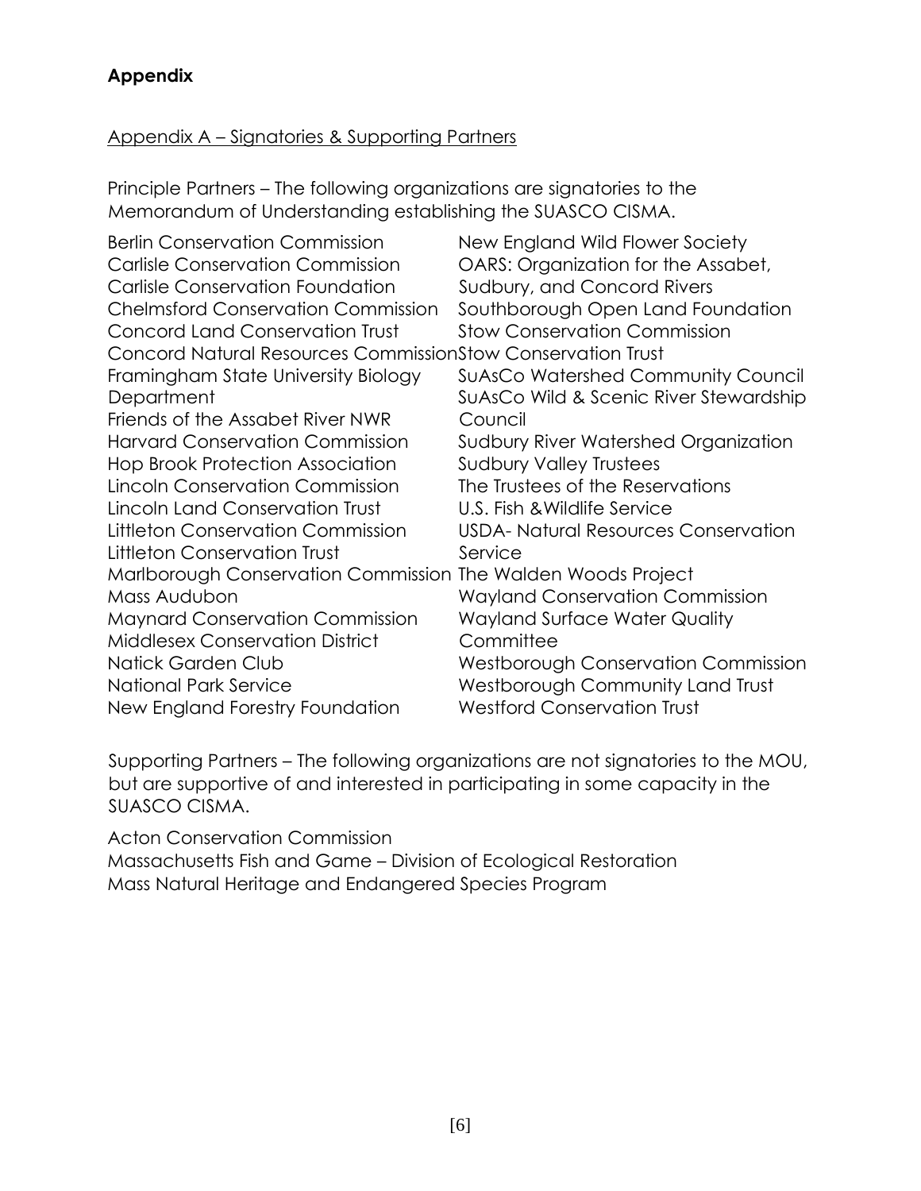## Appendix

### Appendix A – Signatories & Supporting Partners

Principle Partners – The following organizations are signatories to the Memorandum of Understanding establishing the SUASCO CISMA.

Berlin Conservation Commission
Carlisle Conservation Commission
Carlisle Conservation Foundation
Chelmsford Conservation Commission
Concord Land Conservation Trust
Concord Natural Resources Commission
Framingham State University Biology Department
Friends of the Assabet River NWR
Harvard Conservation Commission
Hop Brook Protection Association
Lincoln Conservation Commission
Lincoln Land Conservation Trust
Littleton Conservation Commission
Littleton Conservation Trust
Marlborough Conservation Commission
Mass Audubon
Maynard Conservation Commission
Middlesex Conservation District
Natick Garden Club
National Park Service
New England Forestry Foundation
New England Wild Flower Society
OARS: Organization for the Assabet, Sudbury, and Concord Rivers
Southborough Open Land Foundation
Stow Conservation Commission
Stow Conservation Trust
SuAsCo Watershed Community Council
SuAsCo Wild & Scenic River Stewardship Council
Sudbury River Watershed Organization
Sudbury Valley Trustees
The Trustees of the Reservations
U.S. Fish &Wildlife Service
USDA- Natural Resources Conservation Service
The Walden Woods Project
Wayland Conservation Commission
Wayland Surface Water Quality Committee
Westborough Conservation Commission
Westborough Community Land Trust
Westford Conservation Trust

Supporting Partners – The following organizations are not signatories to the MOU, but are supportive of and interested in participating in some capacity in the SUASCO CISMA.

Acton Conservation Commission
Massachusetts Fish and Game – Division of Ecological Restoration
Mass Natural Heritage and Endangered Species Program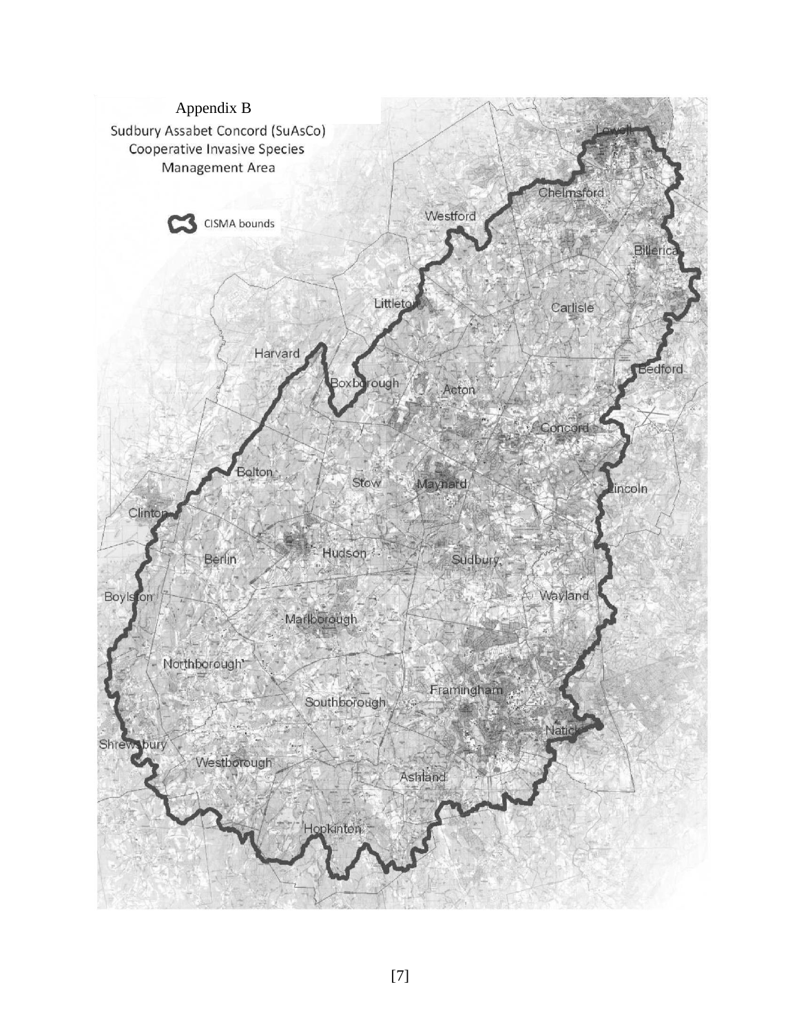Appendix B

Sudbury Assabet Concord (SuAsCo) Cooperative Invasive Species Management Area

CISMA bounds

Lowell

Chelmsford

Westford

Billerica

Littleton

Carlisle

Harvard

Bedford

Boxborough

Acton

Concord

Bolton

Stow

Maynard

Lincoln

Clinton

Berlin

Hudson

Sudbury

Wayland

Boylston

Marlborough

Northborough

Framingham

Southborough

Natick

Shrewsbury

Westborough

Ashland

Hopkinton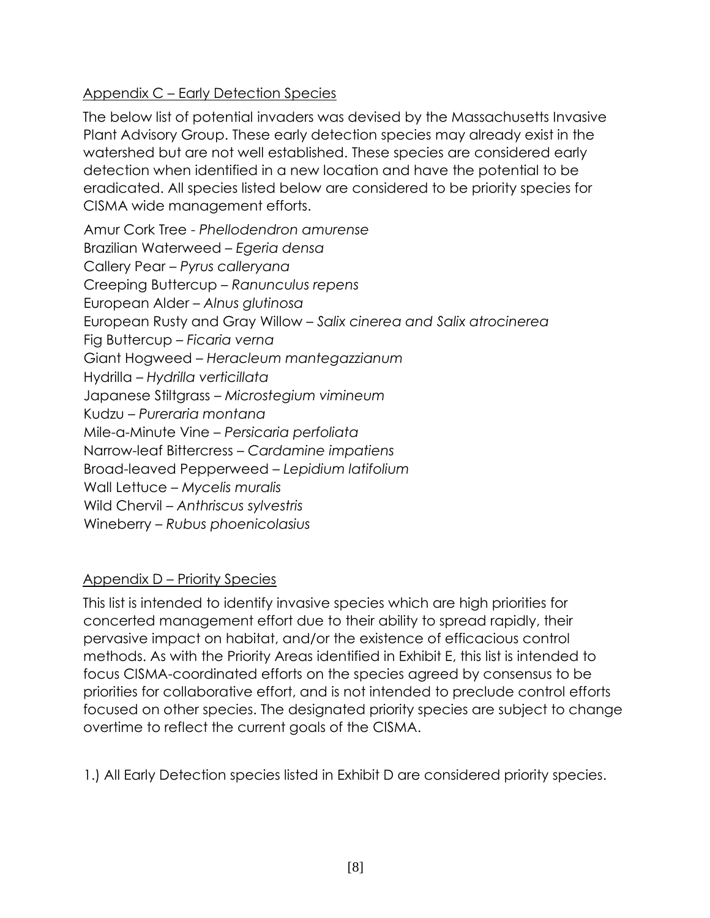## Appendix C – Early Detection Species

The below list of potential invaders was devised by the Massachusetts Invasive Plant Advisory Group. These early detection species may already exist in the watershed but are not well established. These species are considered early detection when identified in a new location and have the potential to be eradicated. All species listed below are considered to be priority species for CISMA wide management efforts.

Amur Cork Tree - *Phellodendron amurense*
Brazilian Waterweed – *Egeria densa*
Callery Pear – *Pyrus calleryana*
Creeping Buttercup – *Ranunculus repens*
European Alder – *Alnus glutinosa*
European Rusty and Gray Willow – *Salix cinerea and Salix atrocinerea*
Fig Buttercup – *Ficaria verna*
Giant Hogweed – *Heracleum mantegazzianum*
Hydrilla – *Hydrilla verticillata*
Japanese Stiltgrass – *Microstegium vimineum*
Kudzu – *Purerаria montana*
Mile-a-Minute Vine – *Persicaria perfoliata*
Narrow-leaf Bittercress – *Cardamine impatiens*
Broad-leaved Pepperweed – *Lepidium latifolium*
Wall Lettuce – *Mycelis muralis*
Wild Chervil – *Anthriscus sylvestris*
Wineberry – *Rubus phoenicolasius*

## Appendix D – Priority Species

This list is intended to identify invasive species which are high priorities for concerted management effort due to their ability to spread rapidly, their pervasive impact on habitat, and/or the existence of efficacious control methods. As with the Priority Areas identified in Exhibit E, this list is intended to focus CISMA-coordinated efforts on the species agreed by consensus to be priorities for collaborative effort, and is not intended to preclude control efforts focused on other species. The designated priority species are subject to change overtime to reflect the current goals of the CISMA.

1.) All Early Detection species listed in Exhibit D are considered priority species.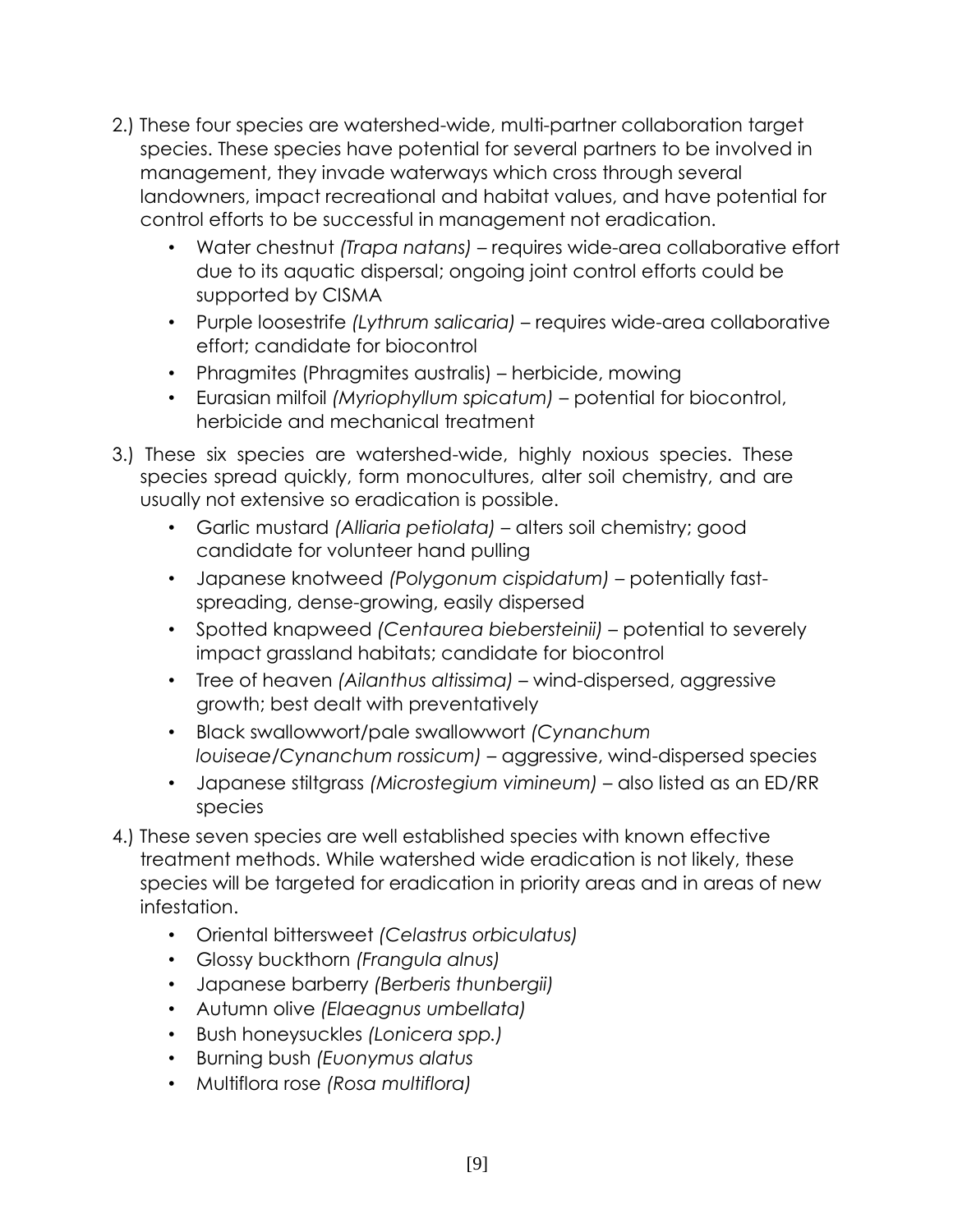2.) These four species are watershed-wide, multi-partner collaboration target species. These species have potential for several partners to be involved in management, they invade waterways which cross through several landowners, impact recreational and habitat values, and have potential for control efforts to be successful in management not eradication.

- Water chestnut *(Trapa natans)* – requires wide-area collaborative effort due to its aquatic dispersal; ongoing joint control efforts could be supported by CISMA
- Purple loosestrife *(Lythrum salicaria)* – requires wide-area collaborative effort; candidate for biocontrol
- Phragmites (Phragmites australis) – herbicide, mowing
- Eurasian milfoil *(Myriophyllum spicatum)* – potential for biocontrol, herbicide and mechanical treatment

3.) These six species are watershed-wide, highly noxious species. These species spread quickly, form monocultures, alter soil chemistry, and are usually not extensive so eradication is possible.

- Garlic mustard *(Alliaria petiolata)* – alters soil chemistry; good candidate for volunteer hand pulling
- Japanese knotweed *(Polygonum cispidatum)* – potentially fast-spreading, dense-growing, easily dispersed
- Spotted knapweed *(Centaurea biebersteinii)* – potential to severely impact grassland habitats; candidate for biocontrol
- Tree of heaven *(Ailanthus altissima)* – wind-dispersed, aggressive growth; best dealt with preventatively
- Black swallowwort/pale swallowwort *(Cynanchum louiseae/Cynanchum rossicum)* – aggressive, wind-dispersed species
- Japanese stiltgrass *(Microstegium vimineum)* – also listed as an ED/RR species

4.) These seven species are well established species with known effective treatment methods. While watershed wide eradication is not likely, these species will be targeted for eradication in priority areas and in areas of new infestation.

- Oriental bittersweet *(Celastrus orbiculatus)*
- Glossy buckthorn *(Frangula alnus)*
- Japanese barberry *(Berberis thunbergii)*
- Autumn olive *(Elaeagnus umbellata)*
- Bush honeysuckles *(Lonicera spp.)*
- Burning bush *(Euonymus alatus*
- Multiflora rose *(Rosa multiflora)*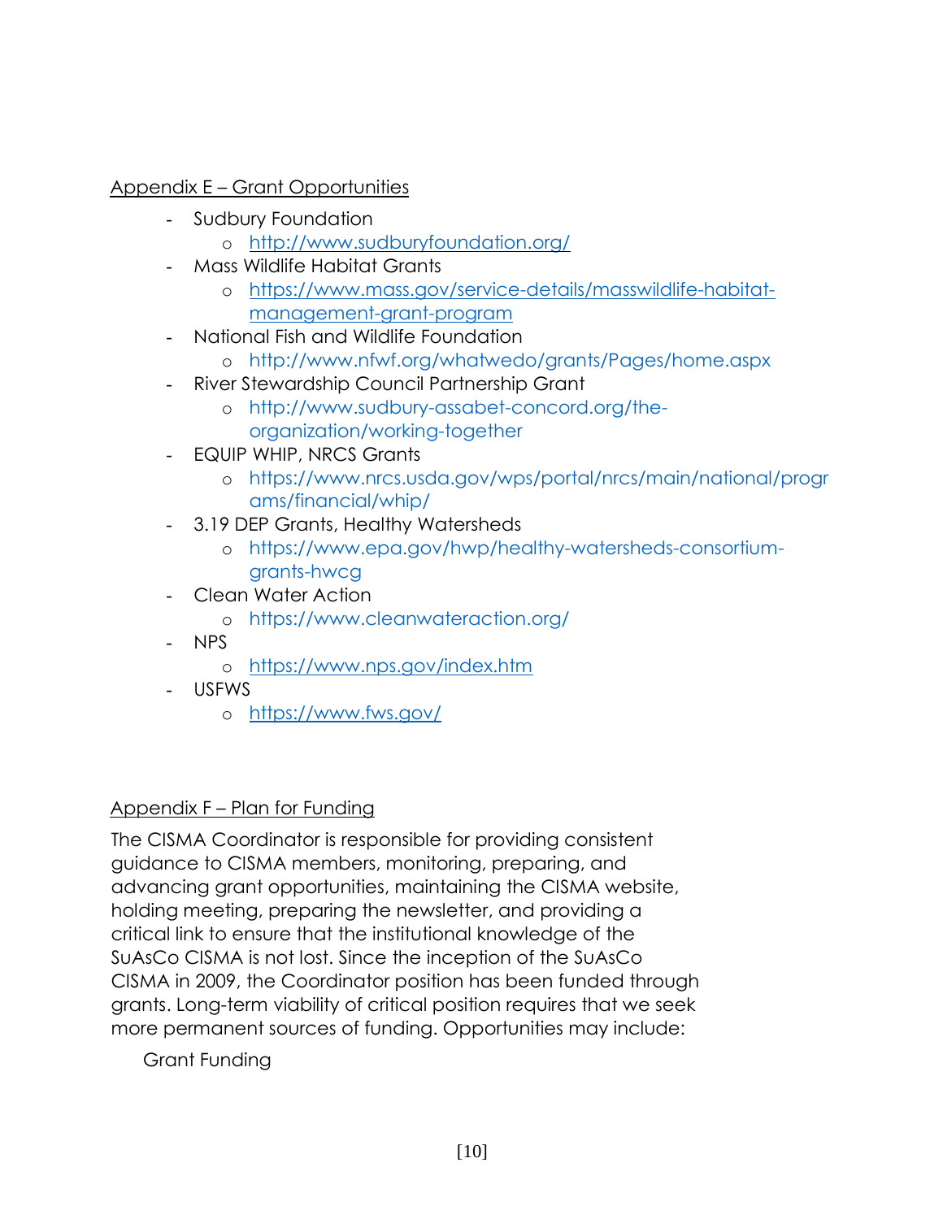## Appendix E – Grant Opportunities

- Sudbury Foundation
  - http://www.sudburyfoundation.org/
- Mass Wildlife Habitat Grants
  - https://www.mass.gov/service-details/masswildlife-habitat-management-grant-program
- National Fish and Wildlife Foundation
  - http://www.nfwf.org/whatwedo/grants/Pages/home.aspx
- River Stewardship Council Partnership Grant
  - http://www.sudbury-assabet-concord.org/the-organization/working-together
- EQUIP WHIP, NRCS Grants
  - https://www.nrcs.usda.gov/wps/portal/nrcs/main/national/programs/financial/whip/
- 3.19 DEP Grants, Healthy Watersheds
  - https://www.epa.gov/hwp/healthy-watersheds-consortium-grants-hwcg
- Clean Water Action
  - https://www.cleanwateraction.org/
- NPS
  - https://www.nps.gov/index.htm
- USFWS
  - https://www.fws.gov/

## Appendix F – Plan for Funding

The CISMA Coordinator is responsible for providing consistent guidance to CISMA members, monitoring, preparing, and advancing grant opportunities, maintaining the CISMA website, holding meeting, preparing the newsletter, and providing a critical link to ensure that the institutional knowledge of the SuAsCo CISMA is not lost. Since the inception of the SuAsCo CISMA in 2009, the Coordinator position has been funded through grants. Long-term viability of critical position requires that we seek more permanent sources of funding. Opportunities may include:

Grant Funding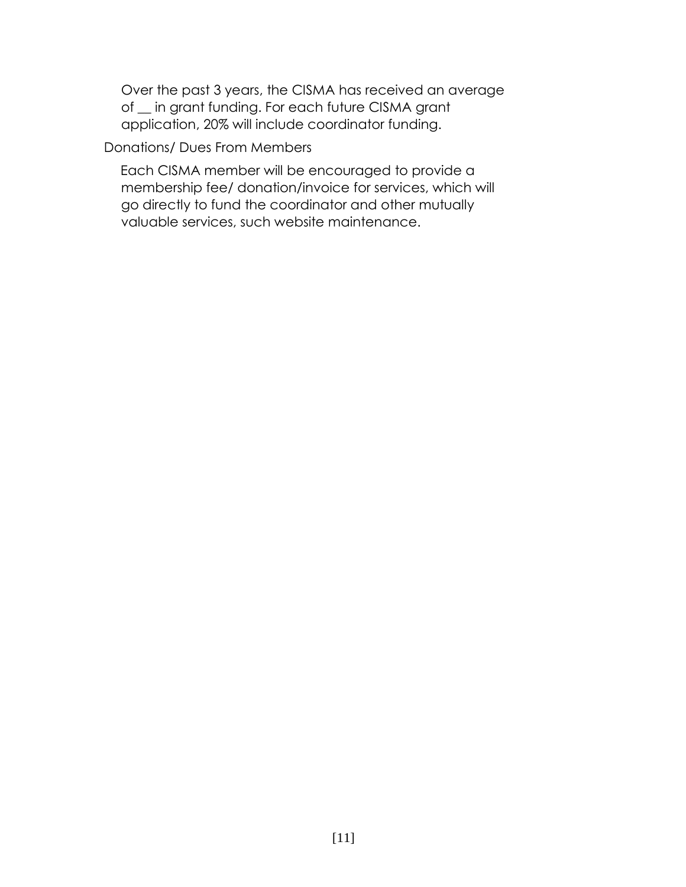Over the past 3 years, the CISMA has received an average of __ in grant funding. For each future CISMA grant application, 20% will include coordinator funding.

Donations/ Dues From Members

Each CISMA member will be encouraged to provide a membership fee/ donation/invoice for services, which will go directly to fund the coordinator and other mutually valuable services, such website maintenance.